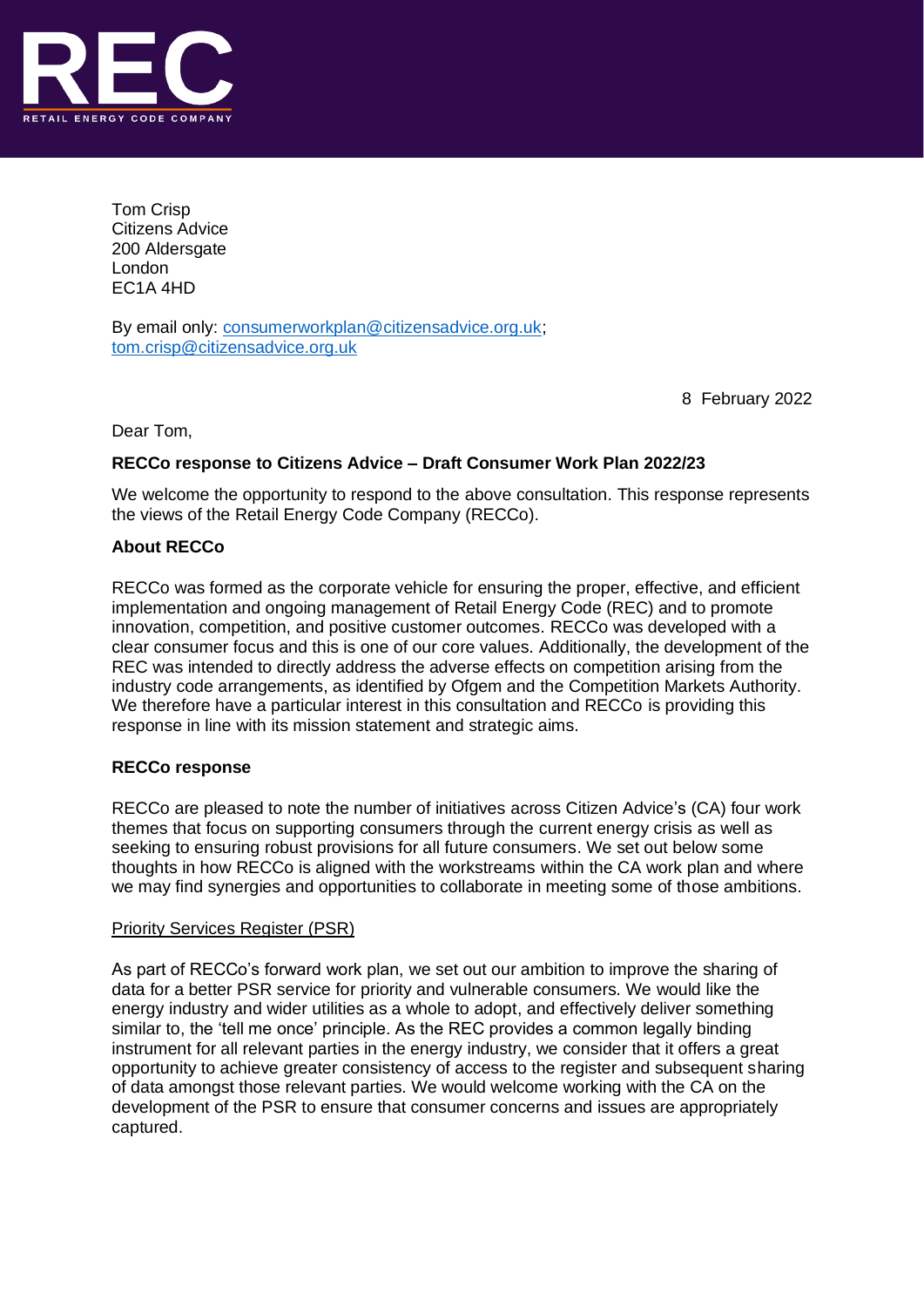Tom Crisp
Citizens Advice
200 Aldersgate
London
EC1A 4HD

By email only: consumerworkplan@citizensadvice.org.uk; tom.crisp@citizensadvice.org.uk

8 February 2022

Dear Tom,

**RECCo response to Citizens Advice – Draft Consumer Work Plan 2022/23**

We welcome the opportunity to respond to the above consultation. This response represents the views of the Retail Energy Code Company (RECCo).

**About RECCo**

RECCo was formed as the corporate vehicle for ensuring the proper, effective, and efficient implementation and ongoing management of Retail Energy Code (REC) and to promote innovation, competition, and positive customer outcomes. RECCo was developed with a clear consumer focus and this is one of our core values. Additionally, the development of the REC was intended to directly address the adverse effects on competition arising from the industry code arrangements, as identified by Ofgem and the Competition Markets Authority. We therefore have a particular interest in this consultation and RECCo is providing this response in line with its mission statement and strategic aims.

**RECCo response**

RECCo are pleased to note the number of initiatives across Citizen Advice's (CA) four work themes that focus on supporting consumers through the current energy crisis as well as seeking to ensuring robust provisions for all future consumers. We set out below some thoughts in how RECCo is aligned with the workstreams within the CA work plan and where we may find synergies and opportunities to collaborate in meeting some of those ambitions.

<u>Priority Services Register (PSR)</u>

As part of RECCo's forward work plan, we set out our ambition to improve the sharing of data for a better PSR service for priority and vulnerable consumers. We would like the energy industry and wider utilities as a whole to adopt, and effectively deliver something similar to, the 'tell me once' principle. As the REC provides a common legally binding instrument for all relevant parties in the energy industry, we consider that it offers a great opportunity to achieve greater consistency of access to the register and subsequent sharing of data amongst those relevant parties. We would welcome working with the CA on the development of the PSR to ensure that consumer concerns and issues are appropriately captured.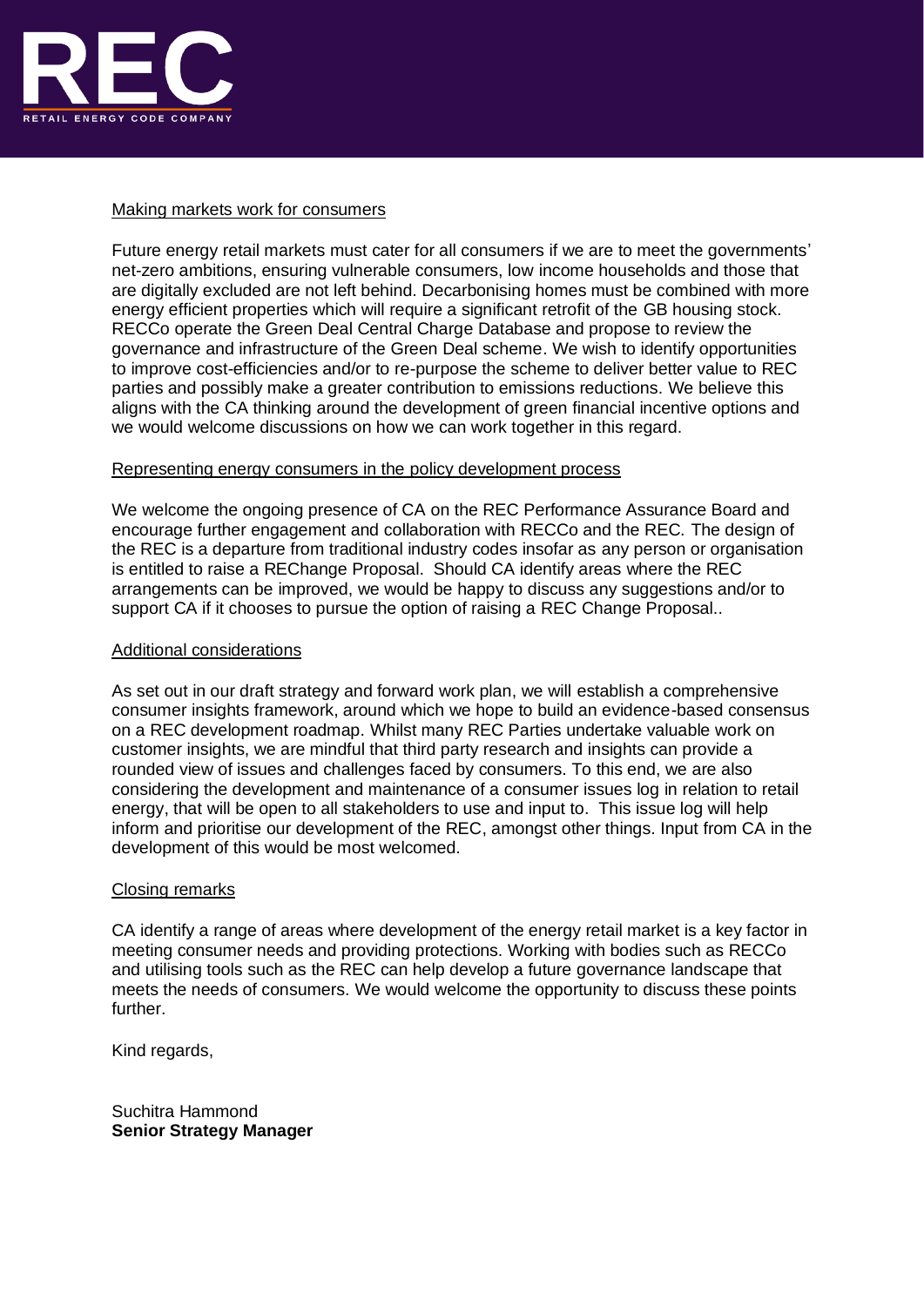Making markets work for consumers

Future energy retail markets must cater for all consumers if we are to meet the governments' net-zero ambitions, ensuring vulnerable consumers, low income households and those that are digitally excluded are not left behind. Decarbonising homes must be combined with more energy efficient properties which will require a significant retrofit of the GB housing stock. RECCo operate the Green Deal Central Charge Database and propose to review the governance and infrastructure of the Green Deal scheme. We wish to identify opportunities to improve cost-efficiencies and/or to re-purpose the scheme to deliver better value to REC parties and possibly make a greater contribution to emissions reductions. We believe this aligns with the CA thinking around the development of green financial incentive options and we would welcome discussions on how we can work together in this regard.

Representing energy consumers in the policy development process

We welcome the ongoing presence of CA on the REC Performance Assurance Board and encourage further engagement and collaboration with RECCo and the REC. The design of the REC is a departure from traditional industry codes insofar as any person or organisation is entitled to raise a REChange Proposal. Should CA identify areas where the REC arrangements can be improved, we would be happy to discuss any suggestions and/or to support CA if it chooses to pursue the option of raising a REC Change Proposal..

Additional considerations

As set out in our draft strategy and forward work plan, we will establish a comprehensive consumer insights framework, around which we hope to build an evidence-based consensus on a REC development roadmap. Whilst many REC Parties undertake valuable work on customer insights, we are mindful that third party research and insights can provide a rounded view of issues and challenges faced by consumers. To this end, we are also considering the development and maintenance of a consumer issues log in relation to retail energy, that will be open to all stakeholders to use and input to. This issue log will help inform and prioritise our development of the REC, amongst other things. Input from CA in the development of this would be most welcomed.

Closing remarks

CA identify a range of areas where development of the energy retail market is a key factor in meeting consumer needs and providing protections. Working with bodies such as RECCo and utilising tools such as the REC can help develop a future governance landscape that meets the needs of consumers. We would welcome the opportunity to discuss these points further.

Kind regards,

Suchitra Hammond
**Senior Strategy Manager**